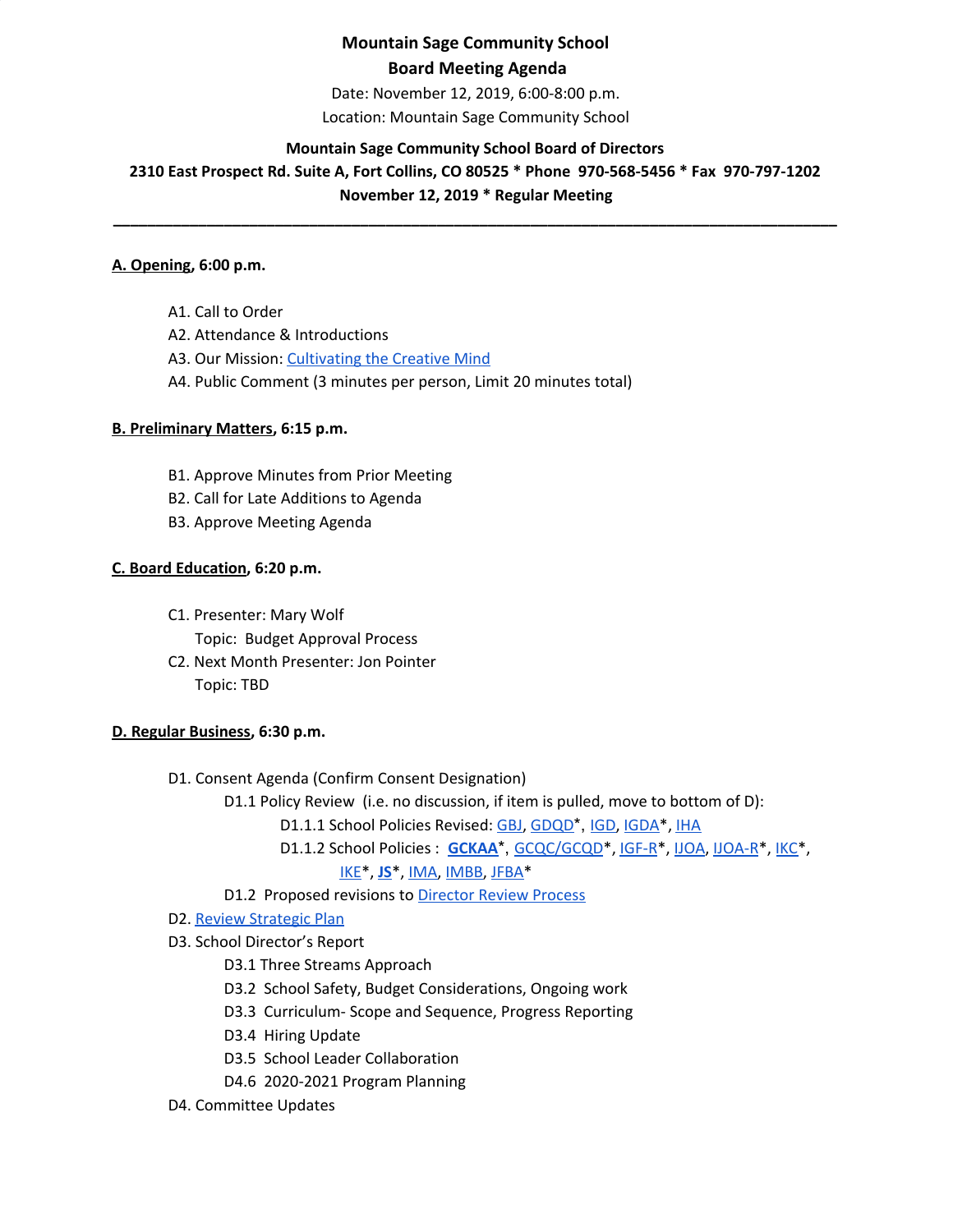**Mountain Sage Community School**

**Board Meeting Agenda**

Date: November 12, 2019, 6:00-8:00 p.m.

Location: Mountain Sage Community School

**Mountain Sage Community School Board of Directors**

**2310 East Prospect Rd. Suite A, Fort Collins, CO 80525 * Phone 970-568-5456 * Fax 970-797-1202**

**November 12, 2019 * Regular Meeting**

---

**A. Opening, 6:00 p.m.**

- A1. Call to Order
- A2. Attendance & Introductions
- A3. Our Mission: Cultivating the Creative Mind
- A4. Public Comment (3 minutes per person, Limit 20 minutes total)

**B. Preliminary Matters, 6:15 p.m.**

- B1. Approve Minutes from Prior Meeting
- B2. Call for Late Additions to Agenda
- B3. Approve Meeting Agenda

**C. Board Education, 6:20 p.m.**

- C1. Presenter: Mary Wolf
  Topic: Budget Approval Process
- C2. Next Month Presenter: Jon Pointer
  Topic: TBD

**D. Regular Business, 6:30 p.m.**

- D1. Consent Agenda (Confirm Consent Designation)
  - D1.1 Policy Review (i.e. no discussion, if item is pulled, move to bottom of D):
    - D1.1.1 School Policies Revised: GBJ, GDQD*, IGD, IGDA*, IHA
    - D1.1.2 School Policies : **GCKAA***, GCQC/GCQD*, IGF-R*, IJOA, IJOA-R*, IKC*, IKE*, **JS***, IMA, IMBB, JFBA*
  - D1.2 Proposed revisions to Director Review Process
- D2. Review Strategic Plan
- D3. School Director's Report
  - D3.1 Three Streams Approach
  - D3.2 School Safety, Budget Considerations, Ongoing work
  - D3.3 Curriculum- Scope and Sequence, Progress Reporting
  - D3.4 Hiring Update
  - D3.5 School Leader Collaboration
  - D4.6 2020-2021 Program Planning
- D4. Committee Updates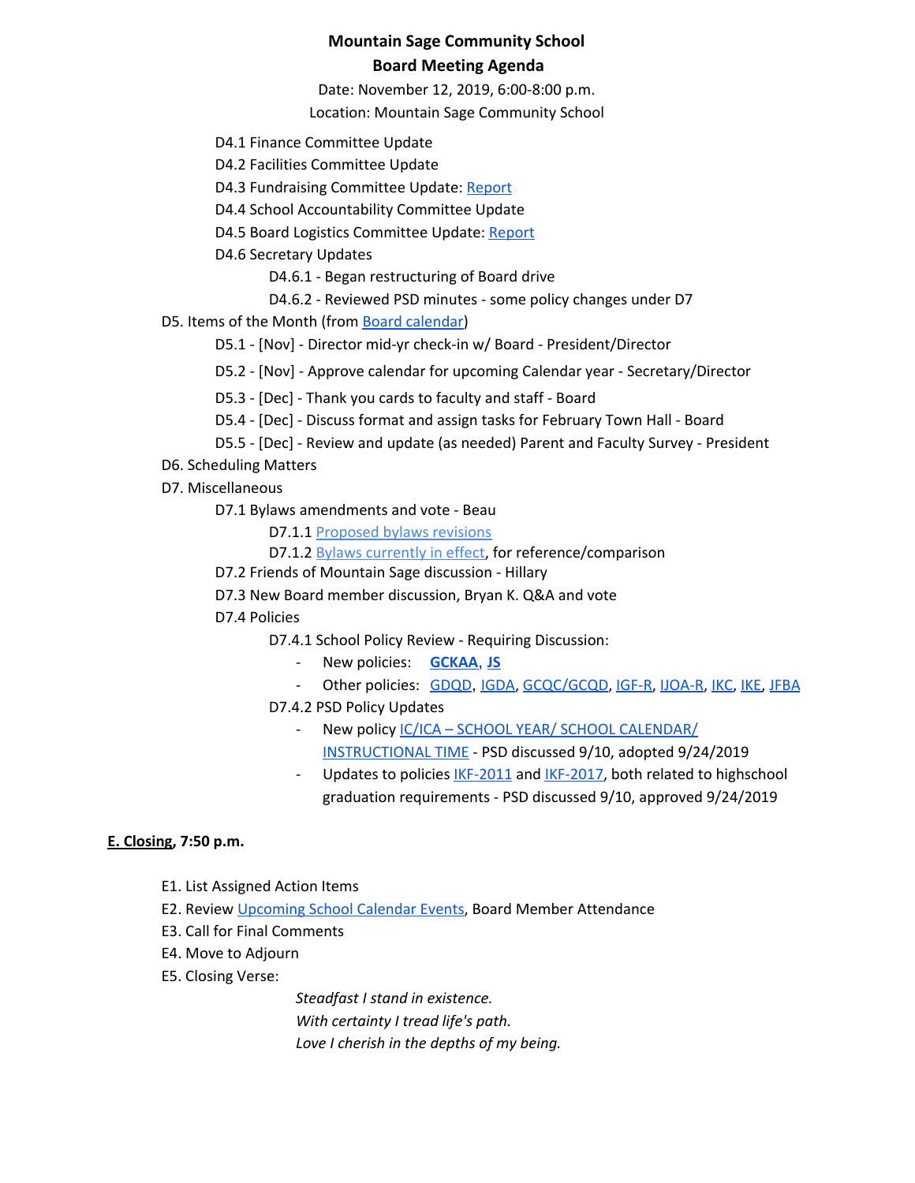**Mountain Sage Community School**
**Board Meeting Agenda**

Date: November 12, 2019, 6:00-8:00 p.m.
Location: Mountain Sage Community School

- D4.1 Finance Committee Update
- D4.2 Facilities Committee Update
- D4.3 Fundraising Committee Update: Report
- D4.4 School Accountability Committee Update
- D4.5 Board Logistics Committee Update: Report
- D4.6 Secretary Updates
  - D4.6.1 - Began restructuring of Board drive
  - D4.6.2 - Reviewed PSD minutes - some policy changes under D7

D5. Items of the Month (from Board calendar)

- D5.1 - [Nov] - Director mid-yr check-in w/ Board - President/Director
- D5.2 - [Nov] - Approve calendar for upcoming Calendar year - Secretary/Director
- D5.3 - [Dec] - Thank you cards to faculty and staff - Board
- D5.4 - [Dec] - Discuss format and assign tasks for February Town Hall - Board
- D5.5 - [Dec] - Review and update (as needed) Parent and Faculty Survey - President

D6. Scheduling Matters

D7. Miscellaneous

- D7.1 Bylaws amendments and vote - Beau
  - D7.1.1 Proposed bylaws revisions
  - D7.1.2 Bylaws currently in effect, for reference/comparison
- D7.2 Friends of Mountain Sage discussion - Hillary
- D7.3 New Board member discussion, Bryan K. Q&A and vote
- D7.4 Policies
  - D7.4.1 School Policy Review - Requiring Discussion:
    - New policies: **GCKAA**, **JS**
    - Other policies: GDQD, IGDA, GCQC/GCQD, IGF-R, IJOA-R, IKC, IKE, JFBA
  - D7.4.2 PSD Policy Updates
    - New policy IC/ICA – SCHOOL YEAR/ SCHOOL CALENDAR/ INSTRUCTIONAL TIME - PSD discussed 9/10, adopted 9/24/2019
    - Updates to policies IKF-2011 and IKF-2017, both related to highschool graduation requirements - PSD discussed 9/10, approved 9/24/2019

**E. Closing, 7:50 p.m.**

E1. List Assigned Action Items

E2. Review Upcoming School Calendar Events, Board Member Attendance

E3. Call for Final Comments

E4. Move to Adjourn

E5. Closing Verse:

*Steadfast I stand in existence.*
*With certainty I tread life's path.*
*Love I cherish in the depths of my being.*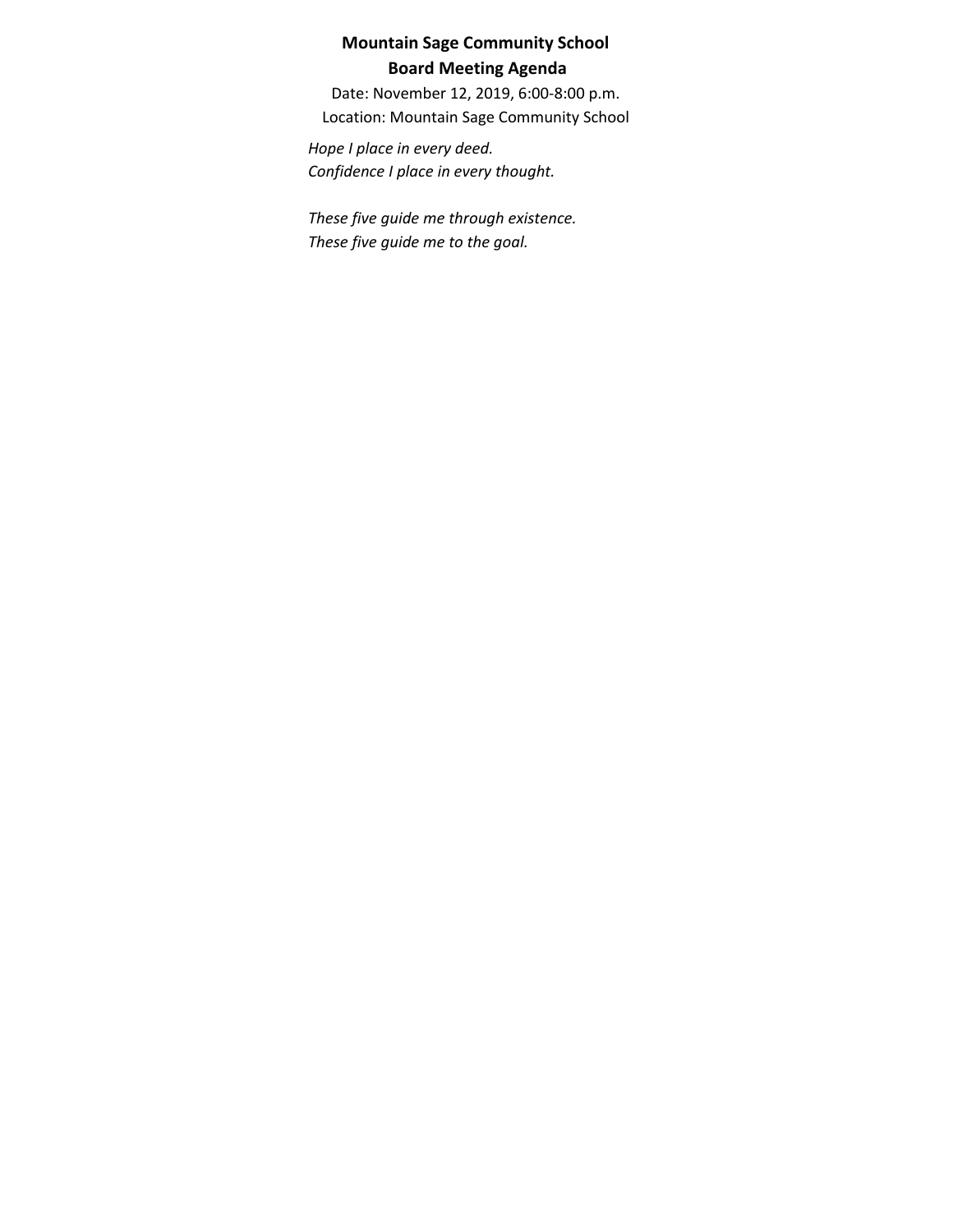**Mountain Sage Community School**
**Board Meeting Agenda**

Date: November 12, 2019, 6:00-8:00 p.m.
Location: Mountain Sage Community School

*Hope I place in every deed.*
*Confidence I place in every thought.*

*These five guide me through existence.*
*These five guide me to the goal.*